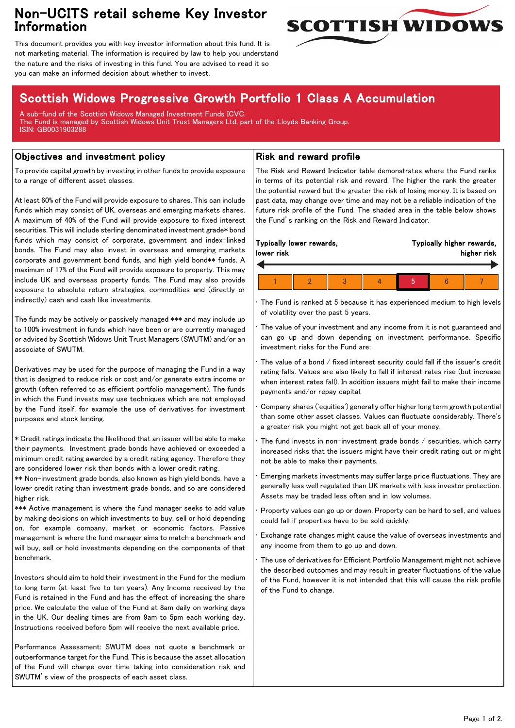# Non-UCITS retail scheme Key Investor Information

This document provides you with key investor information about this fund. It is not marketing material. The information is required by law to help you understand the nature and the risks of investing in this fund. You are advised to read it so you can make an informed decision about whether to invest.

## Scottish Widows Progressive Growth Portfolio 1 Class A Accumulation

A sub-fund of the Scottish Widows Managed Investment Funds ICVC.
The Fund is managed by Scottish Widows Unit Trust Managers Ltd, part of the Lloyds Banking Group.
ISIN: GB0031903288

### Objectives and investment policy

To provide capital growth by investing in other funds to provide exposure to a range of different asset classes.

At least 60% of the Fund will provide exposure to shares. This can include funds which may consist of UK, overseas and emerging markets shares. A maximum of 40% of the Fund will provide exposure to fixed interest securities. This will include sterling denominated investment grade* bond funds which may consist of corporate, government and index-linked bonds. The Fund may also invest in overseas and emerging markets corporate and government bond funds, and high yield bond** funds. A maximum of 17% of the Fund will provide exposure to property. This may include UK and overseas property funds. The Fund may also provide exposure to absolute return strategies, commodities and (directly or indirectly) cash and cash like investments.

The funds may be actively or passively managed *** and may include up to 100% investment in funds which have been or are currently managed or advised by Scottish Widows Unit Trust Managers (SWUTM) and/or an associate of SWUTM.

Derivatives may be used for the purpose of managing the Fund in a way that is designed to reduce risk or cost and/or generate extra income or growth (often referred to as efficient portfolio management). The funds in which the Fund invests may use techniques which are not employed by the Fund itself, for example the use of derivatives for investment purposes and stock lending.

* Credit ratings indicate the likelihood that an issuer will be able to make their payments. Investment grade bonds have achieved or exceeded a minimum credit rating awarded by a credit rating agency. Therefore they are considered lower risk than bonds with a lower credit rating.
** Non-investment grade bonds, also known as high yield bonds, have a lower credit rating than investment grade bonds, and so are considered higher risk.
*** Active management is where the fund manager seeks to add value by making decisions on which investments to buy, sell or hold depending on, for example company, market or economic factors. Passive management is where the fund manager aims to match a benchmark and will buy, sell or hold investments depending on the components of that benchmark.

Investors should aim to hold their investment in the Fund for the medium to long term (at least five to ten years). Any Income received by the Fund is retained in the Fund and has the effect of increasing the share price. We calculate the value of the Fund at 8am daily on working days in the UK. Our dealing times are from 9am to 5pm each working day. Instructions received before 5pm will receive the next available price.

Performance Assessment: SWUTM does not quote a benchmark or outperformance target for the Fund. This is because the asset allocation of the Fund will change over time taking into consideration risk and SWUTM's view of the prospects of each asset class.

### Risk and reward profile

The Risk and Reward Indicator table demonstrates where the Fund ranks in terms of its potential risk and reward. The higher the rank the greater the potential reward but the greater the risk of losing money. It is based on past data, may change over time and may not be a reliable indication of the future risk profile of the Fund. The shaded area in the table below shows the Fund's ranking on the Risk and Reward Indicator.

**Typically lower rewards, lower risk** ← → **Typically higher rewards, higher risk**

| 1 | 2 | 3 | 4 | **5** | 6 | 7 |
|---|---|---|---|---|---|---|

- The Fund is ranked at 5 because it has experienced medium to high levels of volatility over the past 5 years.
- The value of your investment and any income from it is not guaranteed and can go up and down depending on investment performance. Specific investment risks for the Fund are:
- The value of a bond / fixed interest security could fall if the issuer's credit rating falls. Values are also likely to fall if interest rates rise (but increase when interest rates fall). In addition issuers might fail to make their income payments and/or repay capital.
- Company shares ('equities') generally offer higher long term growth potential than some other asset classes. Values can fluctuate considerably. There's a greater risk you might not get back all of your money.
- The fund invests in non-investment grade bonds / securities, which carry increased risks that the issuers might have their credit rating cut or might not be able to make their payments.
- Emerging markets investments may suffer large price fluctuations. They are generally less well regulated than UK markets with less investor protection. Assets may be traded less often and in low volumes.
- Property values can go up or down. Property can be hard to sell, and values could fall if properties have to be sold quickly.
- Exchange rate changes might cause the value of overseas investments and any income from them to go up and down.
- The use of derivatives for Efficient Portfolio Management might not achieve the described outcomes and may result in greater fluctuations of the value of the Fund, however it is not intended that this will cause the risk profile of the Fund to change.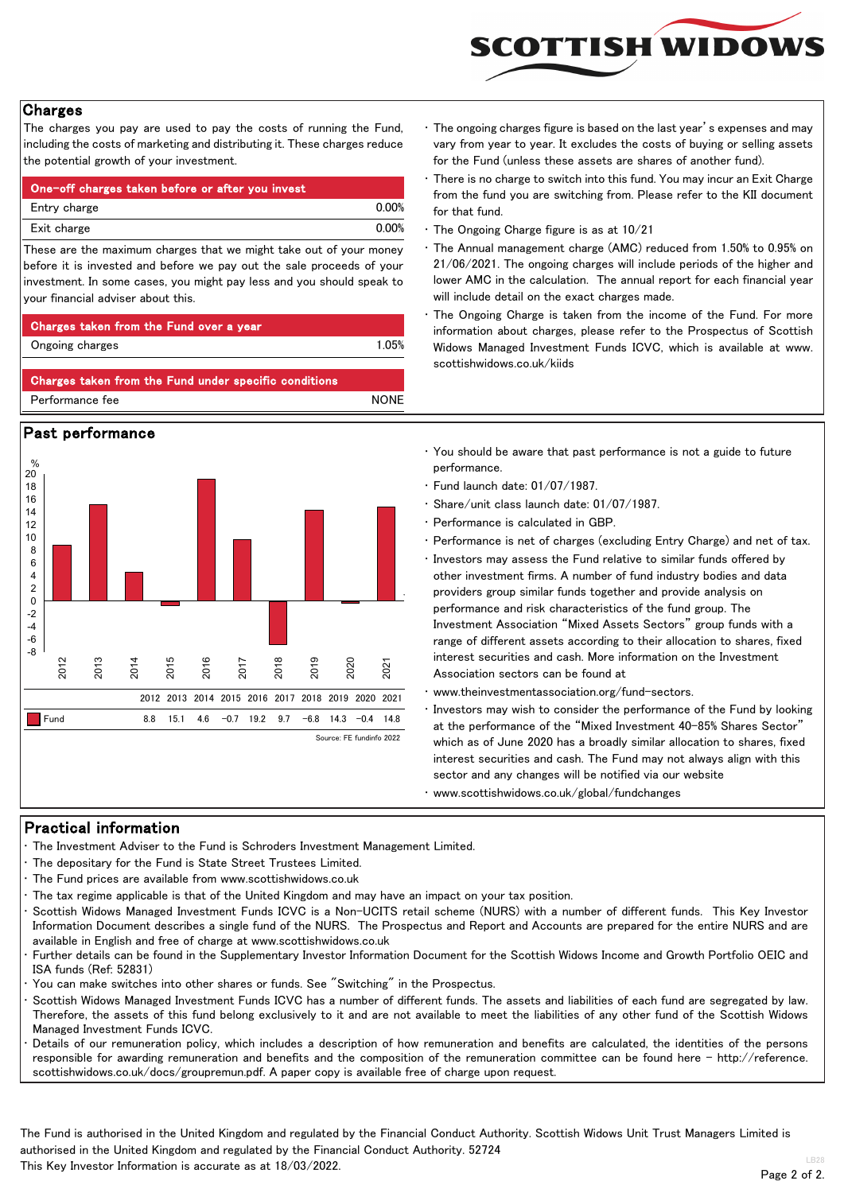## Charges

The charges you pay are used to pay the costs of running the Fund, including the costs of marketing and distributing it. These charges reduce the potential growth of your investment.

| One-off charges taken before or after you invest | |
|---|---|
| Entry charge | 0.00% |
| Exit charge | 0.00% |

These are the maximum charges that we might take out of your money before it is invested and before we pay out the sale proceeds of your investment. In some cases, you might pay less and you should speak to your financial adviser about this.

| Charges taken from the Fund over a year | |
|---|---|
| Ongoing charges | 1.05% |

| Charges taken from the Fund under specific conditions | |
|---|---|
| Performance fee | NONE |

- The ongoing charges figure is based on the last year's expenses and may vary from year to year. It excludes the costs of buying or selling assets for the Fund (unless these assets are shares of another fund).
- There is no charge to switch into this fund. You may incur an Exit Charge from the fund you are switching from. Please refer to the KII document for that fund.
- The Ongoing Charge figure is as at 10/21
- The Annual management charge (AMC) reduced from 1.50% to 0.95% on 21/06/2021. The ongoing charges will include periods of the higher and lower AMC in the calculation. The annual report for each financial year will include detail on the exact charges made.
- The Ongoing Charge is taken from the income of the Fund. For more information about charges, please refer to the Prospectus of Scottish Widows Managed Investment Funds ICVC, which is available at www.scottishwidows.co.uk/kiids

## Past performance

%
20
18
16
14
12
10
8
6
4
2
0
-2
-4
-6
-8

2012 2013 2014 2015 2016 2017 2018 2019 2020 2021

| | 2012 | 2013 | 2014 | 2015 | 2016 | 2017 | 2018 | 2019 | 2020 | 2021 |
|---|---|---|---|---|---|---|---|---|---|---|
| Fund | 8.8 | 15.1 | 4.6 | −0.7 | 19.2 | 9.7 | −6.8 | 14.3 | −0.4 | 14.8 |

Source: FE fundinfo 2022

- You should be aware that past performance is not a guide to future performance.
- Fund launch date: 01/07/1987.
- Share/unit class launch date: 01/07/1987.
- Performance is calculated in GBP.
- Performance is net of charges (excluding Entry Charge) and net of tax.
- Investors may assess the Fund relative to similar funds offered by other investment firms. A number of fund industry bodies and data providers group similar funds together and provide analysis on performance and risk characteristics of the fund group. The Investment Association "Mixed Assets Sectors" group funds with a range of different assets according to their allocation to shares, fixed interest securities and cash. More information on the Investment Association sectors can be found at
- www.theinvestmentassociation.org/fund-sectors.
- Investors may wish to consider the performance of the Fund by looking at the performance of the "Mixed Investment 40-85% Shares Sector" which as of June 2020 has a broadly similar allocation to shares, fixed interest securities and cash. The Fund may not always align with this sector and any changes will be notified via our website
- www.scottishwidows.co.uk/global/fundchanges

## Practical information

- The Investment Adviser to the Fund is Schroders Investment Management Limited.
- The depositary for the Fund is State Street Trustees Limited.
- The Fund prices are available from www.scottishwidows.co.uk
- The tax regime applicable is that of the United Kingdom and may have an impact on your tax position.
- Scottish Widows Managed Investment Funds ICVC is a Non-UCITS retail scheme (NURS) with a number of different funds. This Key Investor Information Document describes a single fund of the NURS. The Prospectus and Report and Accounts are prepared for the entire NURS and are available in English and free of charge at www.scottishwidows.co.uk
- Further details can be found in the Supplementary Investor Information Document for the Scottish Widows Income and Growth Portfolio OEIC and ISA funds (Ref: 52831)
- You can make switches into other shares or funds. See "Switching" in the Prospectus.
- Scottish Widows Managed Investment Funds ICVC has a number of different funds. The assets and liabilities of each fund are segregated by law. Therefore, the assets of this fund belong exclusively to it and are not available to meet the liabilities of any other fund of the Scottish Widows Managed Investment Funds ICVC.
- Details of our remuneration policy, which includes a description of how remuneration and benefits are calculated, the identities of the persons responsible for awarding remuneration and benefits and the composition of the remuneration committee can be found here - http://reference.scottishwidows.co.uk/docs/groupremun.pdf. A paper copy is available free of charge upon request.

The Fund is authorised in the United Kingdom and regulated by the Financial Conduct Authority. Scottish Widows Unit Trust Managers Limited is authorised in the United Kingdom and regulated by the Financial Conduct Authority. 52724
This Key Investor Information is accurate as at 18/03/2022.